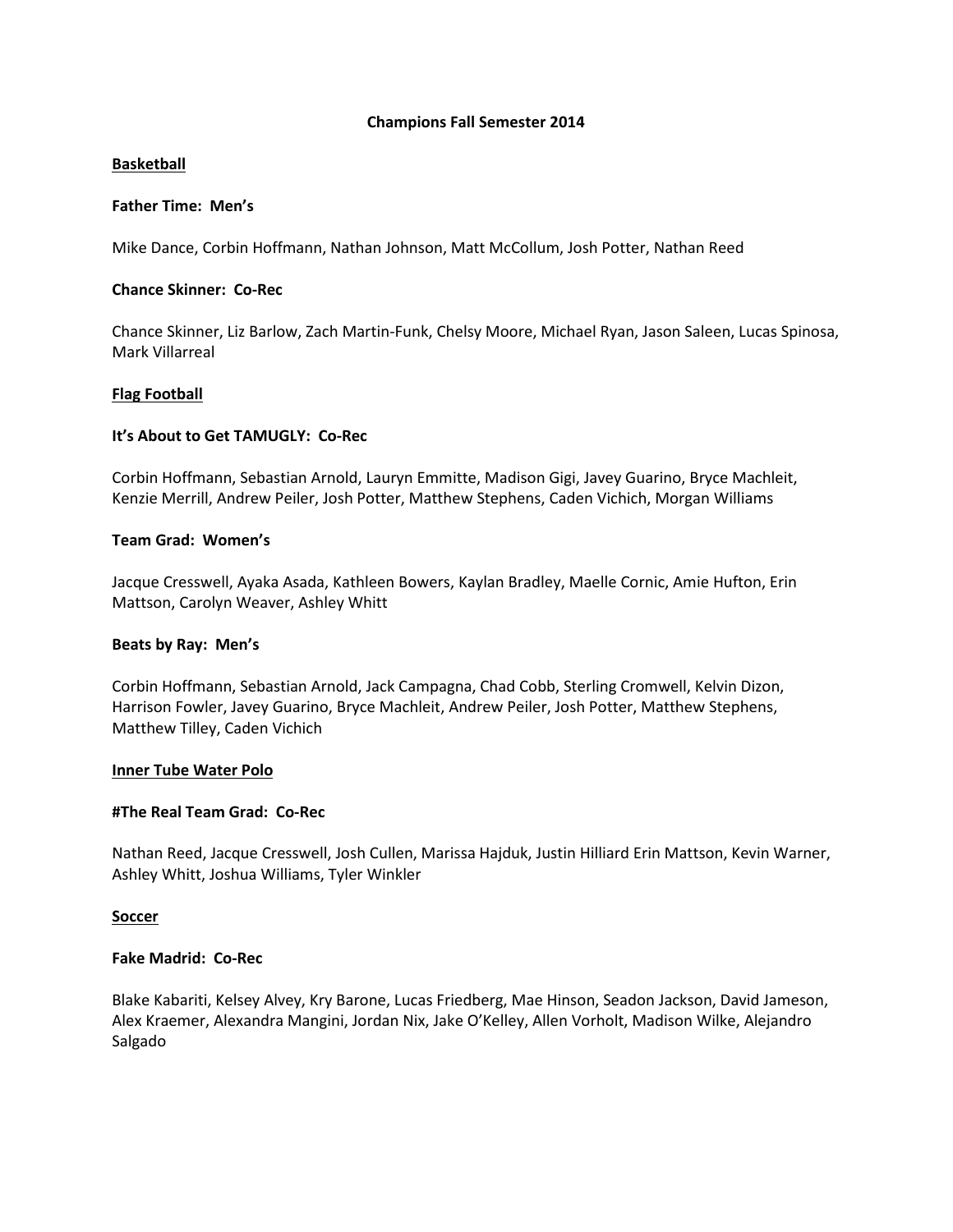# Champions Fall Semester 2014

## Basketball

### Father Time: Men's

Mike Dance, Corbin Hoffmann, Nathan Johnson, Matt McCollum, Josh Potter, Nathan Reed

### Chance Skinner: Co-Rec

Chance Skinner, Liz Barlow, Zach Martin-Funk, Chelsy Moore, Michael Ryan, Jason Saleen, Lucas Spinosa, Mark Villarreal

## Flag Football

### It's About to Get TAMUGLY: Co-Rec

Corbin Hoffmann, Sebastian Arnold, Lauryn Emmitte, Madison Gigi, Javey Guarino, Bryce Machleit, Kenzie Merrill, Andrew Peiler, Josh Potter, Matthew Stephens, Caden Vichich, Morgan Williams

### Team Grad: Women's

Jacque Cresswell, Ayaka Asada, Kathleen Bowers, Kaylan Bradley, Maelle Cornic, Amie Hufton, Erin Mattson, Carolyn Weaver, Ashley Whitt

### Beats by Ray: Men's

Corbin Hoffmann, Sebastian Arnold, Jack Campagna, Chad Cobb, Sterling Cromwell, Kelvin Dizon, Harrison Fowler, Javey Guarino, Bryce Machleit, Andrew Peiler, Josh Potter, Matthew Stephens, Matthew Tilley, Caden Vichich

## Inner Tube Water Polo

### #The Real Team Grad: Co-Rec

Nathan Reed, Jacque Cresswell, Josh Cullen, Marissa Hajduk, Justin Hilliard Erin Mattson, Kevin Warner, Ashley Whitt, Joshua Williams, Tyler Winkler

## Soccer

### Fake Madrid: Co-Rec

Blake Kabariti, Kelsey Alvey, Kry Barone, Lucas Friedberg, Mae Hinson, Seadon Jackson, David Jameson, Alex Kraemer, Alexandra Mangini, Jordan Nix, Jake O'Kelley, Allen Vorholt, Madison Wilke, Alejandro Salgado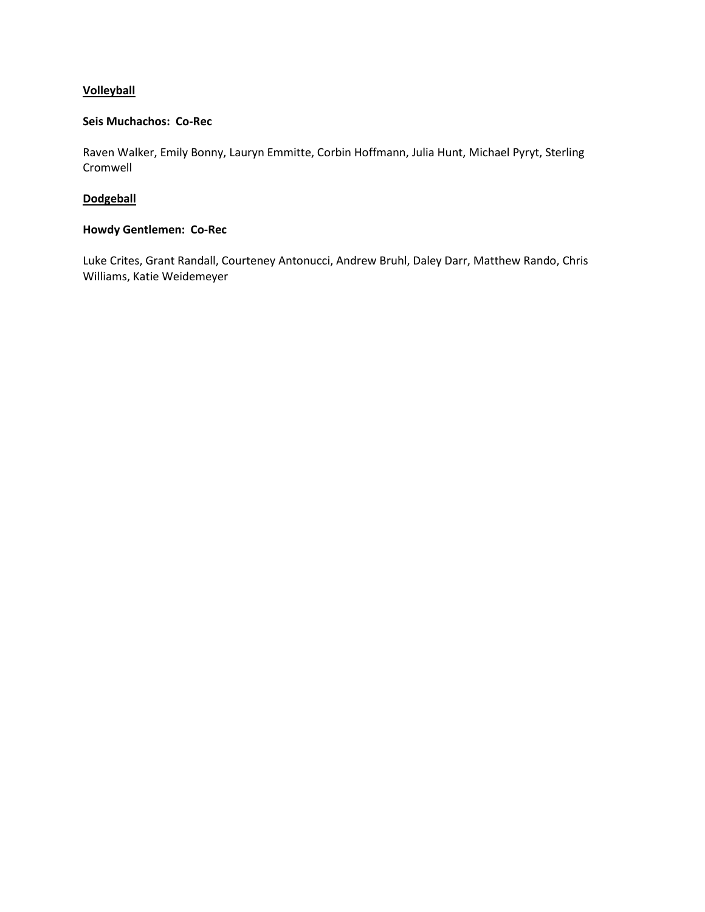**<u>Volleyball</u>**

**Seis Muchachos: Co-Rec**

Raven Walker, Emily Bonny, Lauryn Emmitte, Corbin Hoffmann, Julia Hunt, Michael Pyryt, Sterling Cromwell

**<u>Dodgeball</u>**

**Howdy Gentlemen: Co-Rec**

Luke Crites, Grant Randall, Courteney Antonucci, Andrew Bruhl, Daley Darr, Matthew Rando, Chris Williams, Katie Weidemeyer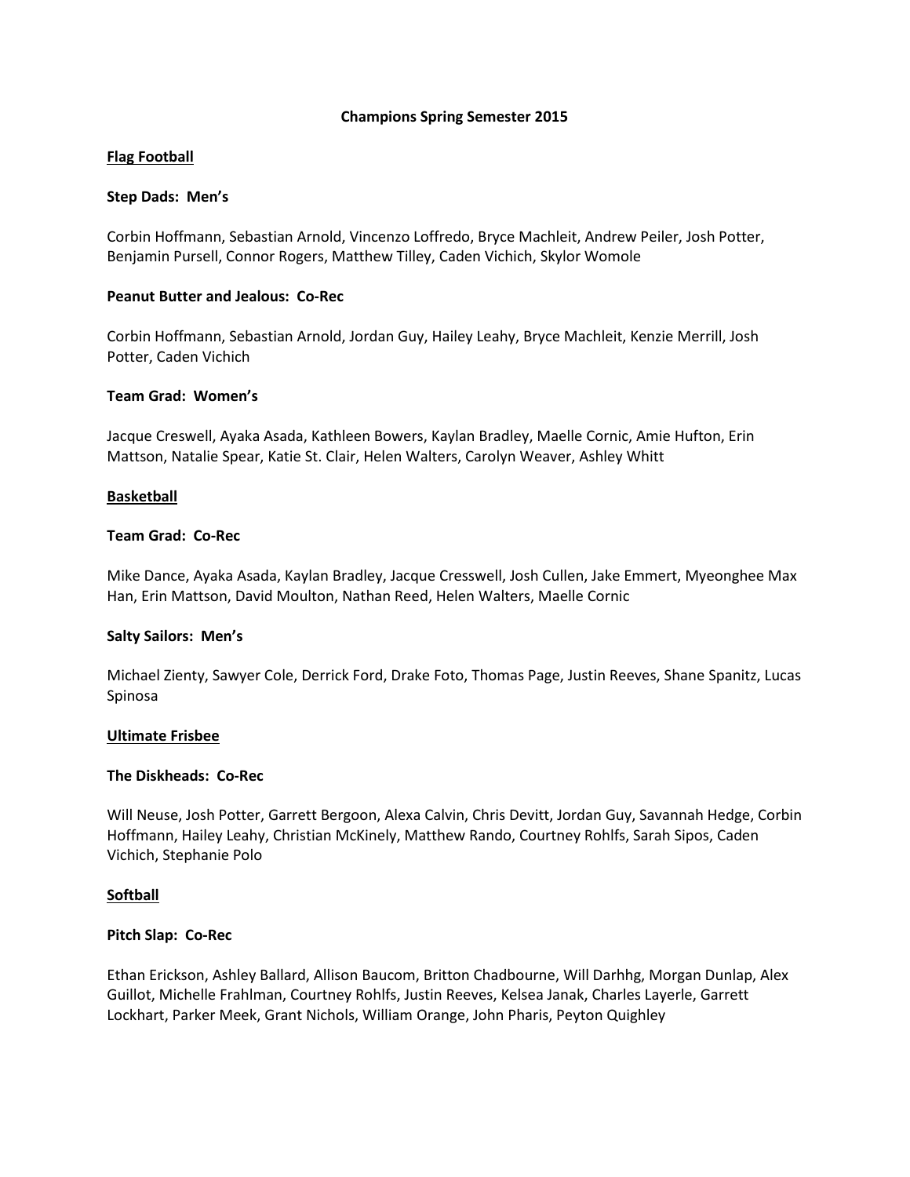**Champions Spring Semester 2015**

**Flag Football**

**Step Dads: Men's**

Corbin Hoffmann, Sebastian Arnold, Vincenzo Loffredo, Bryce Machleit, Andrew Peiler, Josh Potter, Benjamin Pursell, Connor Rogers, Matthew Tilley, Caden Vichich, Skylor Womole

**Peanut Butter and Jealous: Co-Rec**

Corbin Hoffmann, Sebastian Arnold, Jordan Guy, Hailey Leahy, Bryce Machleit, Kenzie Merrill, Josh Potter, Caden Vichich

**Team Grad: Women's**

Jacque Creswell, Ayaka Asada, Kathleen Bowers, Kaylan Bradley, Maelle Cornic, Amie Hufton, Erin Mattson, Natalie Spear, Katie St. Clair, Helen Walters, Carolyn Weaver, Ashley Whitt

**Basketball**

**Team Grad: Co-Rec**

Mike Dance, Ayaka Asada, Kaylan Bradley, Jacque Cresswell, Josh Cullen, Jake Emmert, Myeonghee Max Han, Erin Mattson, David Moulton, Nathan Reed, Helen Walters, Maelle Cornic

**Salty Sailors: Men's**

Michael Zienty, Sawyer Cole, Derrick Ford, Drake Foto, Thomas Page, Justin Reeves, Shane Spanitz, Lucas Spinosa

**Ultimate Frisbee**

**The Diskheads: Co-Rec**

Will Neuse, Josh Potter, Garrett Bergoon, Alexa Calvin, Chris Devitt, Jordan Guy, Savannah Hedge, Corbin Hoffmann, Hailey Leahy, Christian McKinely, Matthew Rando, Courtney Rohlfs, Sarah Sipos, Caden Vichich, Stephanie Polo

**Softball**

**Pitch Slap: Co-Rec**

Ethan Erickson, Ashley Ballard, Allison Baucom, Britton Chadbourne, Will Darhhg, Morgan Dunlap, Alex Guillot, Michelle Frahlman, Courtney Rohlfs, Justin Reeves, Kelsea Janak, Charles Layerle, Garrett Lockhart, Parker Meek, Grant Nichols, William Orange, John Pharis, Peyton Quighley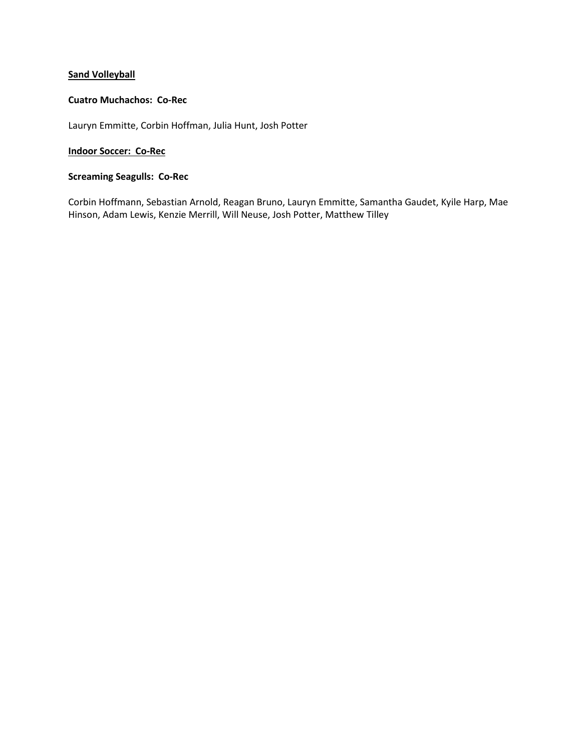<u>**Sand Volleyball**</u>

**Cuatro Muchachos: Co-Rec**

Lauryn Emmitte, Corbin Hoffman, Julia Hunt, Josh Potter

<u>**Indoor Soccer: Co-Rec**</u>

**Screaming Seagulls: Co-Rec**

Corbin Hoffmann, Sebastian Arnold, Reagan Bruno, Lauryn Emmitte, Samantha Gaudet, Kyile Harp, Mae Hinson, Adam Lewis, Kenzie Merrill, Will Neuse, Josh Potter, Matthew Tilley